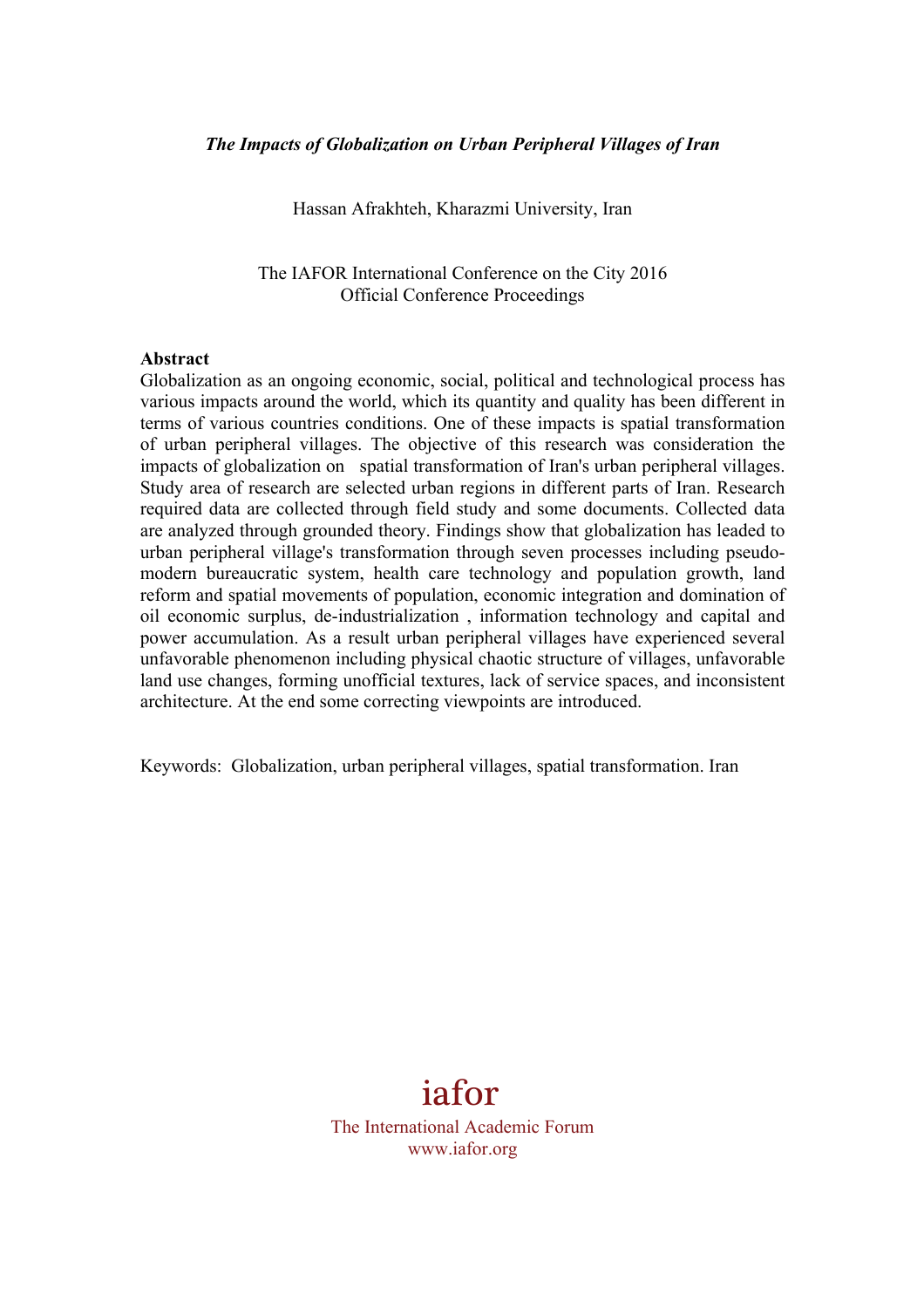***The Impacts of Globalization on Urban Peripheral Villages of Iran***

Hassan Afrakhteh, Kharazmi University, Iran

The IAFOR International Conference on the City 2016
Official Conference Proceedings

**Abstract**

Globalization as an ongoing economic, social, political and technological process has various impacts around the world, which its quantity and quality has been different in terms of various countries conditions. One of these impacts is spatial transformation of urban peripheral villages. The objective of this research was consideration the impacts of globalization on spatial transformation of Iran's urban peripheral villages. Study area of research are selected urban regions in different parts of Iran. Research required data are collected through field study and some documents. Collected data are analyzed through grounded theory. Findings show that globalization has leaded to urban peripheral village's transformation through seven processes including pseudo-modern bureaucratic system, health care technology and population growth, land reform and spatial movements of population, economic integration and domination of oil economic surplus, de-industrialization , information technology and capital and power accumulation. As a result urban peripheral villages have experienced several unfavorable phenomenon including physical chaotic structure of villages, unfavorable land use changes, forming unofficial textures, lack of service spaces, and inconsistent architecture. At the end some correcting viewpoints are introduced.

Keywords: Globalization, urban peripheral villages, spatial transformation. Iran

iafor
The International Academic Forum
www.iafor.org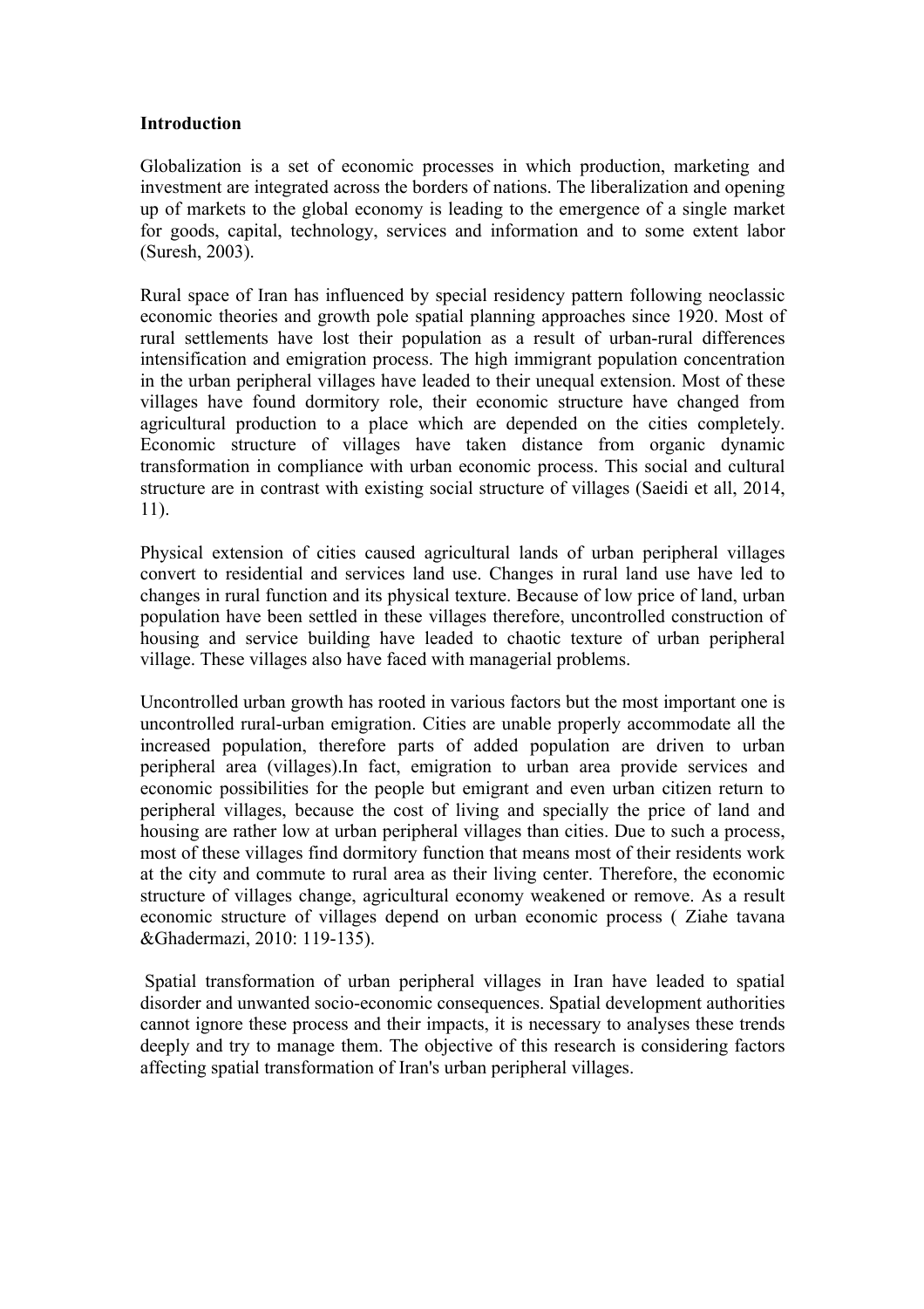**Introduction**

Globalization is a set of economic processes in which production, marketing and investment are integrated across the borders of nations. The liberalization and opening up of markets to the global economy is leading to the emergence of a single market for goods, capital, technology, services and information and to some extent labor (Suresh, 2003).

Rural space of Iran has influenced by special residency pattern following neoclassic economic theories and growth pole spatial planning approaches since 1920. Most of rural settlements have lost their population as a result of urban-rural differences intensification and emigration process. The high immigrant population concentration in the urban peripheral villages have leaded to their unequal extension. Most of these villages have found dormitory role, their economic structure have changed from agricultural production to a place which are depended on the cities completely. Economic structure of villages have taken distance from organic dynamic transformation in compliance with urban economic process. This social and cultural structure are in contrast with existing social structure of villages (Saeidi et all, 2014, 11).

Physical extension of cities caused agricultural lands of urban peripheral villages convert to residential and services land use. Changes in rural land use have led to changes in rural function and its physical texture. Because of low price of land, urban population have been settled in these villages therefore, uncontrolled construction of housing and service building have leaded to chaotic texture of urban peripheral village. These villages also have faced with managerial problems.

Uncontrolled urban growth has rooted in various factors but the most important one is uncontrolled rural-urban emigration. Cities are unable properly accommodate all the increased population, therefore parts of added population are driven to urban peripheral area (villages).In fact, emigration to urban area provide services and economic possibilities for the people but emigrant and even urban citizen return to peripheral villages, because the cost of living and specially the price of land and housing are rather low at urban peripheral villages than cities. Due to such a process, most of these villages find dormitory function that means most of their residents work at the city and commute to rural area as their living center. Therefore, the economic structure of villages change, agricultural economy weakened or remove. As a result economic structure of villages depend on urban economic process ( Ziahe tavana &Ghadermazi, 2010: 119-135).

Spatial transformation of urban peripheral villages in Iran have leaded to spatial disorder and unwanted socio-economic consequences. Spatial development authorities cannot ignore these process and their impacts, it is necessary to analyses these trends deeply and try to manage them. The objective of this research is considering factors affecting spatial transformation of Iran's urban peripheral villages.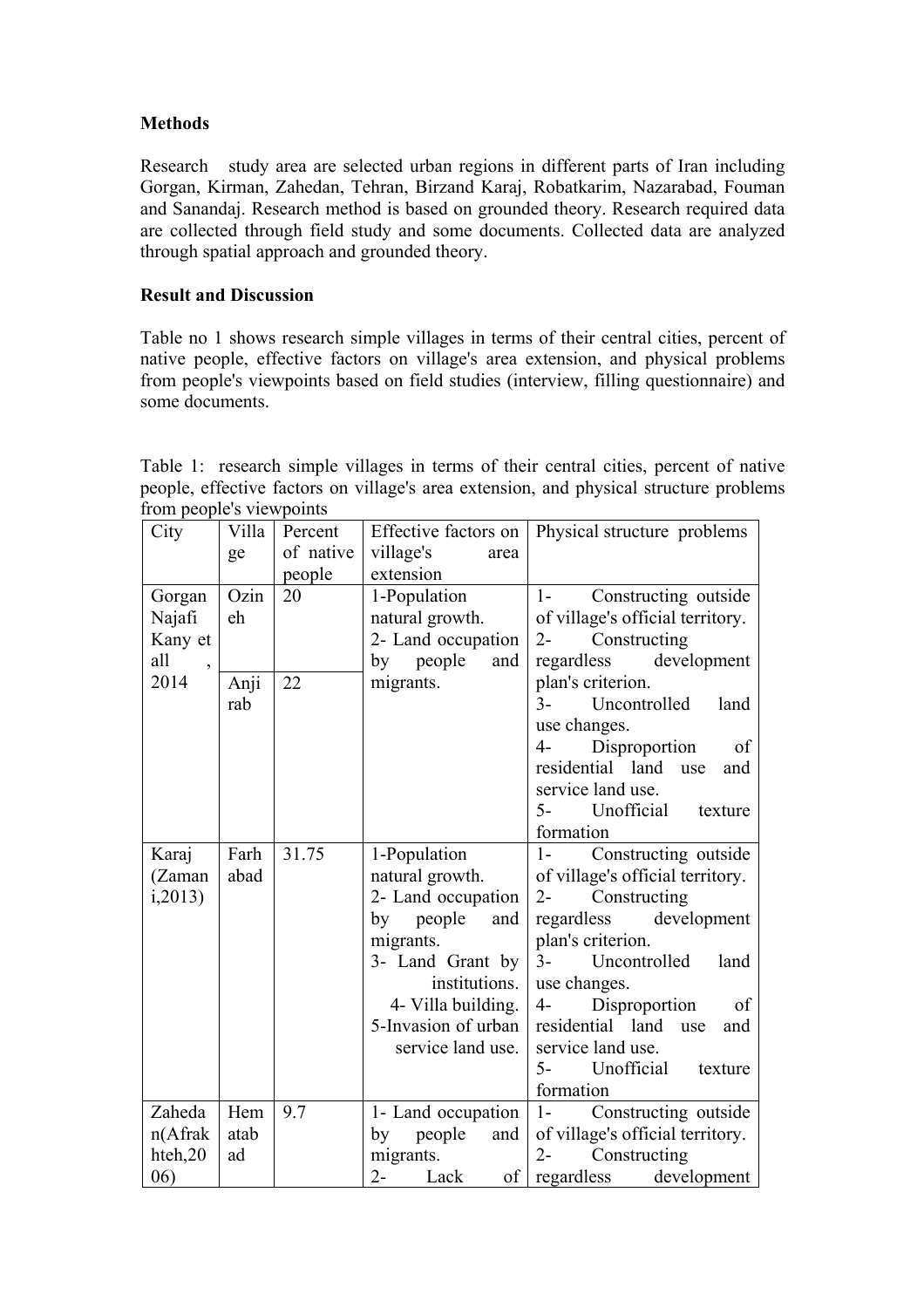**Methods**

Research study area are selected urban regions in different parts of Iran including Gorgan, Kirman, Zahedan, Tehran, Birzand Karaj, Robatkarim, Nazarabad, Fouman and Sanandaj. Research method is based on grounded theory. Research required data are collected through field study and some documents. Collected data are analyzed through spatial approach and grounded theory.

**Result and Discussion**

Table no 1 shows research simple villages in terms of their central cities, percent of native people, effective factors on village's area extension, and physical problems from people's viewpoints based on field studies (interview, filling questionnaire) and some documents.

Table 1: research simple villages in terms of their central cities, percent of native people, effective factors on village's area extension, and physical structure problems from people's viewpoints

| City | Village | Percent of native people | Effective factors on village's area extension | Physical structure problems |
|---|---|---|---|---|
| Gorgan Najafi Kany et all , 2014 | Ozineh | 20 | 1-Population natural growth.<br>2- Land occupation by people and migrants. | 1- Constructing outside of village's official territory.<br>2- Constructing regardless development plan's criterion.<br>3- Uncontrolled land use changes.<br>4- Disproportion of residential land use and service land use.<br>5- Unofficial texture formation |
| | Anjirab | 22 | | |
| Karaj (Zamani,2013) | Farhabad | 31.75 | 1-Population natural growth.<br>2- Land occupation by people and migrants.<br>3- Land Grant by institutions.<br>4- Villa building.<br>5-Invasion of urban service land use. | 1- Constructing outside of village's official territory.<br>2- Constructing regardless development plan's criterion.<br>3- Uncontrolled land use changes.<br>4- Disproportion of residential land use and service land use.<br>5- Unofficial texture formation |
| Zahedan(Afrakhteh,2006) | Hematabad | 9.7 | 1- Land occupation by people and migrants.<br>2- Lack of | 1- Constructing outside of village's official territory.<br>2- Constructing regardless development |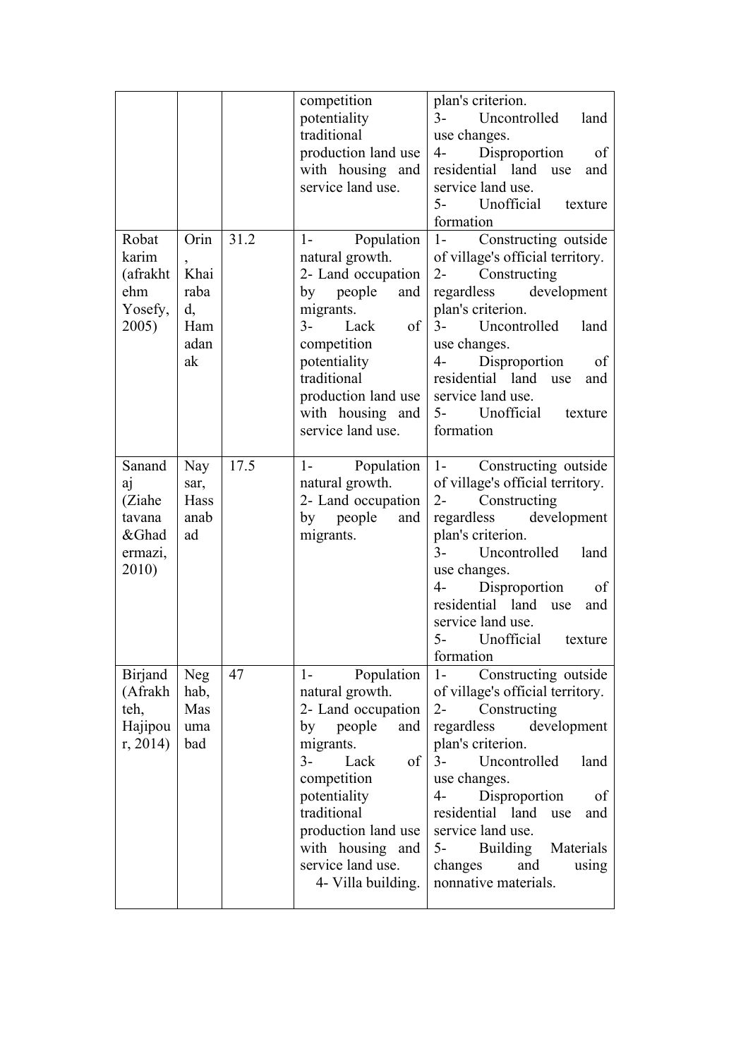| | | | competition potentiality traditional production land use with housing and service land use. | plan's criterion.<br>3- Uncontrolled land use changes.<br>4- Disproportion of residential land use and service land use.<br>5- Unofficial texture formation |
|---|---|---|---|---|
| Robat karim (afrakhtehm Yosefy, 2005) | Orin, Khairabad, Hamadanak | 31.2 | 1- Population natural growth.<br>2- Land occupation by people and migrants.<br>3- Lack of competition potentiality traditional production land use with housing and service land use. | 1- Constructing outside of village's official territory.<br>2- Constructing regardless development plan's criterion.<br>3- Uncontrolled land use changes.<br>4- Disproportion of residential land use and service land use.<br>5- Unofficial texture formation |
| Sananandaj (Ziahetavana &Ghadermazi, 2010) | Naysar, Hassanabad | 17.5 | 1- Population natural growth.<br>2- Land occupation by people and migrants. | 1- Constructing outside of village's official territory.<br>2- Constructing regardless development plan's criterion.<br>3- Uncontrolled land use changes.<br>4- Disproportion of residential land use and service land use.<br>5- Unofficial texture formation |
| Birjand (Afrakhteh, Hajipour, 2014) | Neghab, Masumabad | 47 | 1- Population natural growth.<br>2- Land occupation by people and migrants.<br>3- Lack of competition potentiality traditional production land use with housing and service land use.<br>4- Villa building. | 1- Constructing outside of village's official territory.<br>2- Constructing regardless development plan's criterion.<br>3- Uncontrolled land use changes.<br>4- Disproportion of residential land use and service land use.<br>5- Building Materials changes and using nonnative materials. |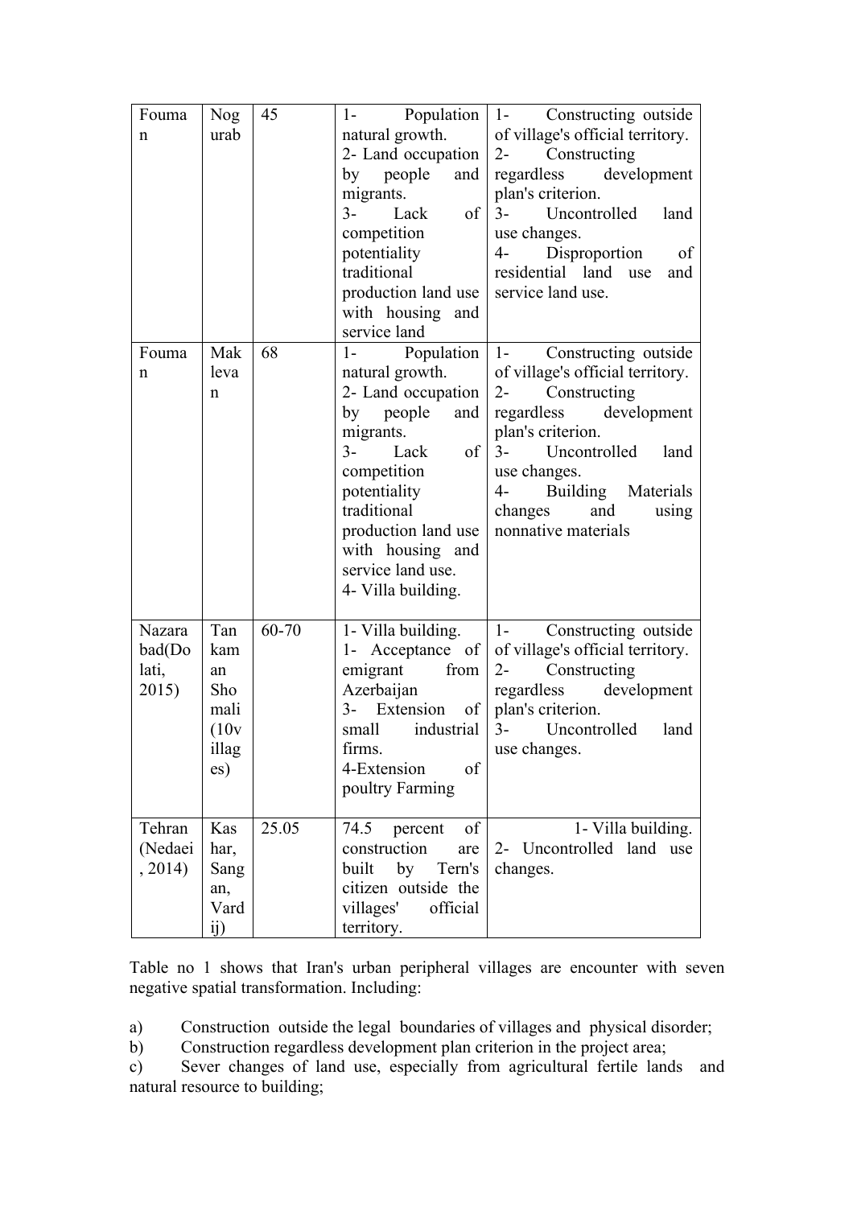| Fouman | Nogurab | 45 | 1- Population natural growth. 2- Land occupation by people and migrants. 3- Lack of competition potentiality traditional production land use with housing and service land | 1- Constructing outside of village's official territory. 2- Constructing regardless development plan's criterion. 3- Uncontrolled land use changes. 4- Disproportion of residential land use and service land use. |
|---|---|---|---|---|
| Fouman | Maklevan | 68 | 1- Population natural growth. 2- Land occupation by people and migrants. 3- Lack of competition potentiality traditional production land use with housing and service land use. 4- Villa building. | 1- Constructing outside of village's official territory. 2- Constructing regardless development plan's criterion. 3- Uncontrolled land use changes. 4- Building Materials changes and using nonnative materials |
| Nazarabad(Dolati, 2015) | Tankaman Shomali (10villages) | 60-70 | 1- Villa building. 1- Acceptance of emigrant from Azerbaijan 3- Extension of small industrial firms. 4-Extension of poultry Farming | 1- Constructing outside of village's official territory. 2- Constructing regardless development plan's criterion. 3- Uncontrolled land use changes. |
| Tehran (Nedaei, 2014) | Kashar, Sangan, Vardij) | 25.05 | 74.5 percent of construction are built by Tern's citizen outside the villages' official territory. | 1- Villa building. 2- Uncontrolled land use changes. |

Table no 1 shows that Iran's urban peripheral villages are encounter with seven negative spatial transformation. Including:

a) Construction outside the legal boundaries of villages and physical disorder;
b) Construction regardless development plan criterion in the project area;
c) Sever changes of land use, especially from agricultural fertile lands and natural resource to building;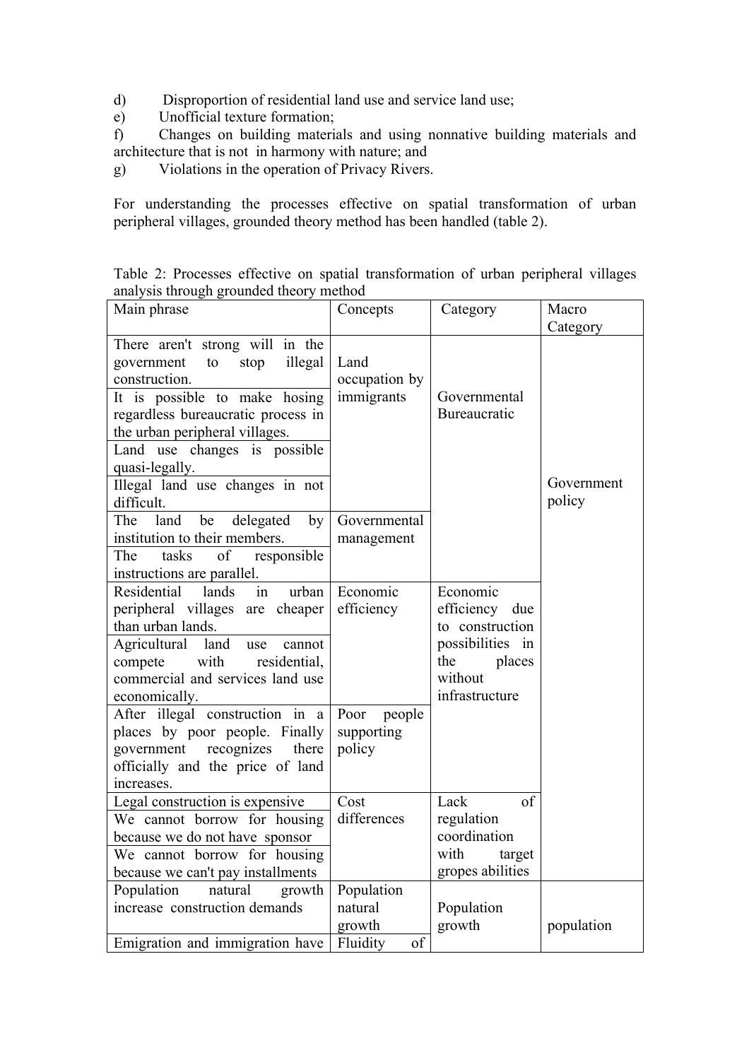d) Disproportion of residential land use and service land use;
e) Unofficial texture formation;
f) Changes on building materials and using nonnative building materials and architecture that is not in harmony with nature; and
g) Violations in the operation of Privacy Rivers.

For understanding the processes effective on spatial transformation of urban peripheral villages, grounded theory method has been handled (table 2).

Table 2: Processes effective on spatial transformation of urban peripheral villages analysis through grounded theory method

| Main phrase | Concepts | Category | Macro Category |
|---|---|---|---|
| There aren't strong will in the government to stop illegal construction. | Land occupation by immigrants | Governmental Bureaucratic | Government policy |
| It is possible to make hosing regardless bureaucratic process in the urban peripheral villages. | | | |
| Land use changes is possible quasi-legally. | | | |
| Illegal land use changes in not difficult. | | | |
| The land be delegated by institution to their members. | Governmental management | | |
| The tasks of responsible instructions are parallel. | | | |
| Residential lands in urban peripheral villages are cheaper than urban lands. | Economic efficiency | Economic efficiency due to construction possibilities in the places without infrastructure | |
| Agricultural land use cannot compete with residential, commercial and services land use economically. | | | |
| After illegal construction in a places by poor people. Finally government recognizes there officially and the price of land increases. | Poor people supporting policy | | |
| Legal construction is expensive | Cost differences | Lack of regulation coordination with target gropes abilities | |
| We cannot borrow for housing because we do not have sponsor | | | |
| We cannot borrow for housing because we can't pay installments | | | |
| Population natural growth increase construction demands | Population natural growth | Population growth | population |
| Emigration and immigration have | Fluidity of | | |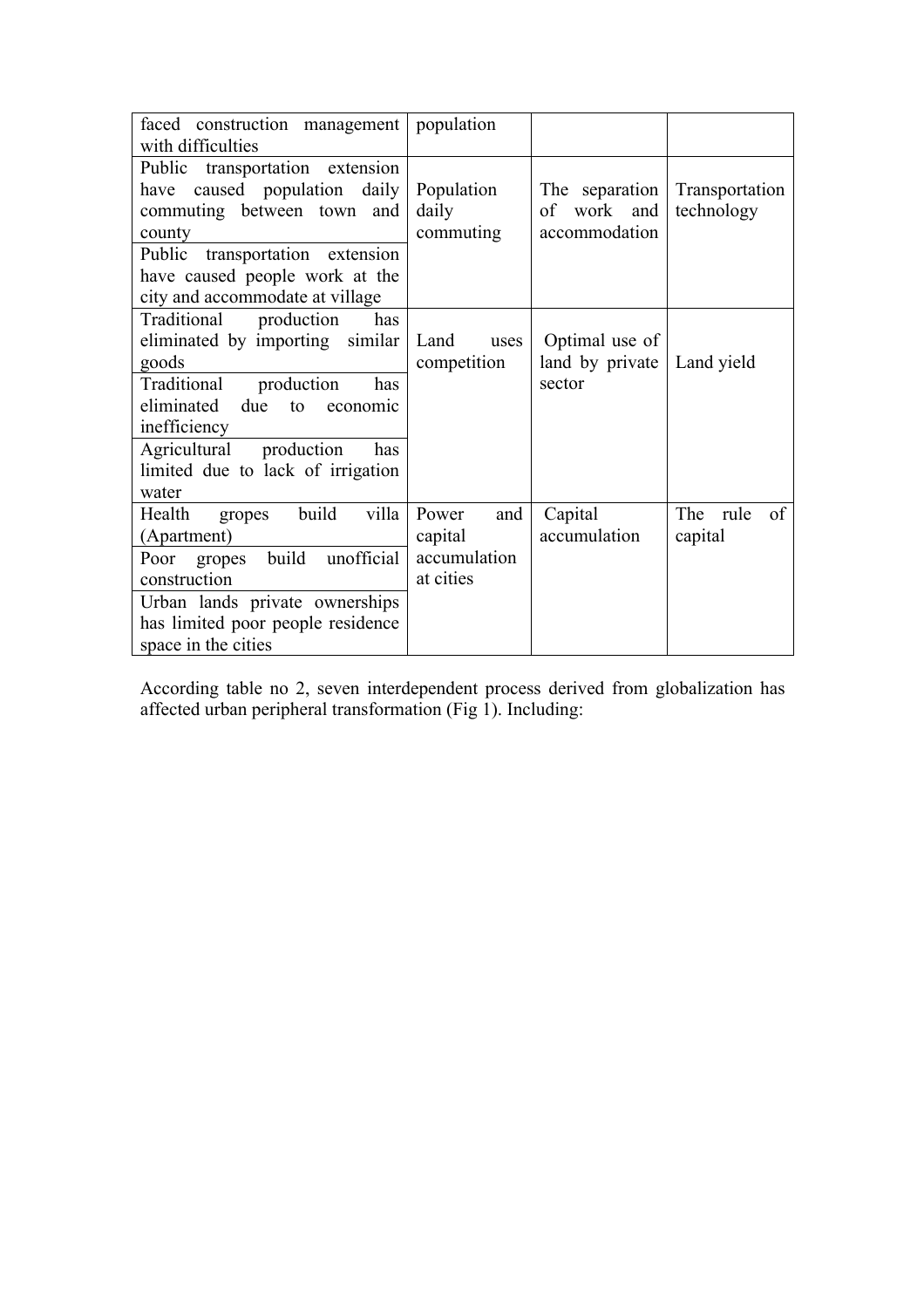| | | | |
|---|---|---|---|
| faced construction management with difficulties | population | | |
| Public transportation extension have caused population daily commuting between town and county | Population daily commuting | The separation of work and accommodation | Transportation technology |
| Public transportation extension have caused people work at the city and accommodate at village | | | |
| Traditional production has eliminated by importing similar goods | Land uses competition | Optimal use of land by private sector | Land yield |
| Traditional production has eliminated due to economic inefficiency | | | |
| Agricultural production has limited due to lack of irrigation water | | | |
| Health gropes build villa (Apartment) | Power and capital accumulation at cities | Capital accumulation | The rule of capital |
| Poor gropes build unofficial construction | | | |
| Urban lands private ownerships has limited poor people residence space in the cities | | | |

According table no 2, seven interdependent process derived from globalization has affected urban peripheral transformation (Fig 1). Including: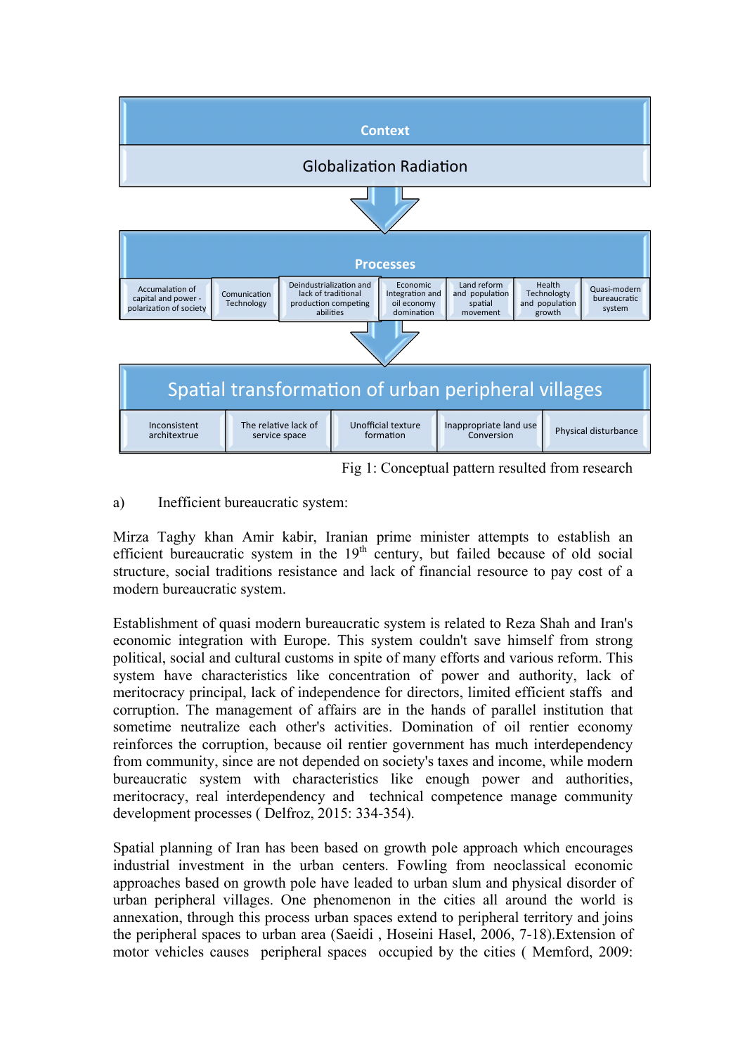| Context | | | | | | |
|---|---|---|---|---|---|---|
| Globalization Radiation | | | | | | |

| Processes | | | | | | |
|---|---|---|---|---|---|---|
| Accumalation of capital and power - polarization of society | Comunication Technology | Deindustrialization and lack of traditional production competing abilities | Economic Integration and oil economy domination | Land reform and population spatial movement | Health Technology and population growth | Quasi-modern bureaucratic system |

| Spatial transformation of urban peripheral villages | | | | |
|---|---|---|---|---|
| Inconsistent architextrue | The relative lack of service space | Unofficial texture formation | Inappropriate land use Conversion | Physical disturbance |

Fig 1: Conceptual pattern resulted from research

a) Inefficient bureaucratic system:

Mirza Taghy khan Amir kabir, Iranian prime minister attempts to establish an efficient bureaucratic system in the 19th century, but failed because of old social structure, social traditions resistance and lack of financial resource to pay cost of a modern bureaucratic system.

Establishment of quasi modern bureaucratic system is related to Reza Shah and Iran's economic integration with Europe. This system couldn't save himself from strong political, social and cultural customs in spite of many efforts and various reform. This system have characteristics like concentration of power and authority, lack of meritocracy principal, lack of independence for directors, limited efficient staffs and corruption. The management of affairs are in the hands of parallel institution that sometime neutralize each other's activities. Domination of oil rentier economy reinforces the corruption, because oil rentier government has much interdependency from community, since are not depended on society's taxes and income, while modern bureaucratic system with characteristics like enough power and authorities, meritocracy, real interdependency and technical competence manage community development processes ( Delfroz, 2015: 334-354).

Spatial planning of Iran has been based on growth pole approach which encourages industrial investment in the urban centers. Fowling from neoclassical economic approaches based on growth pole have leaded to urban slum and physical disorder of urban peripheral villages. One phenomenon in the cities all around the world is annexation, through this process urban spaces extend to peripheral territory and joins the peripheral spaces to urban area (Saeidi , Hoseini Hasel, 2006, 7-18).Extension of motor vehicles causes peripheral spaces occupied by the cities ( Memford, 2009: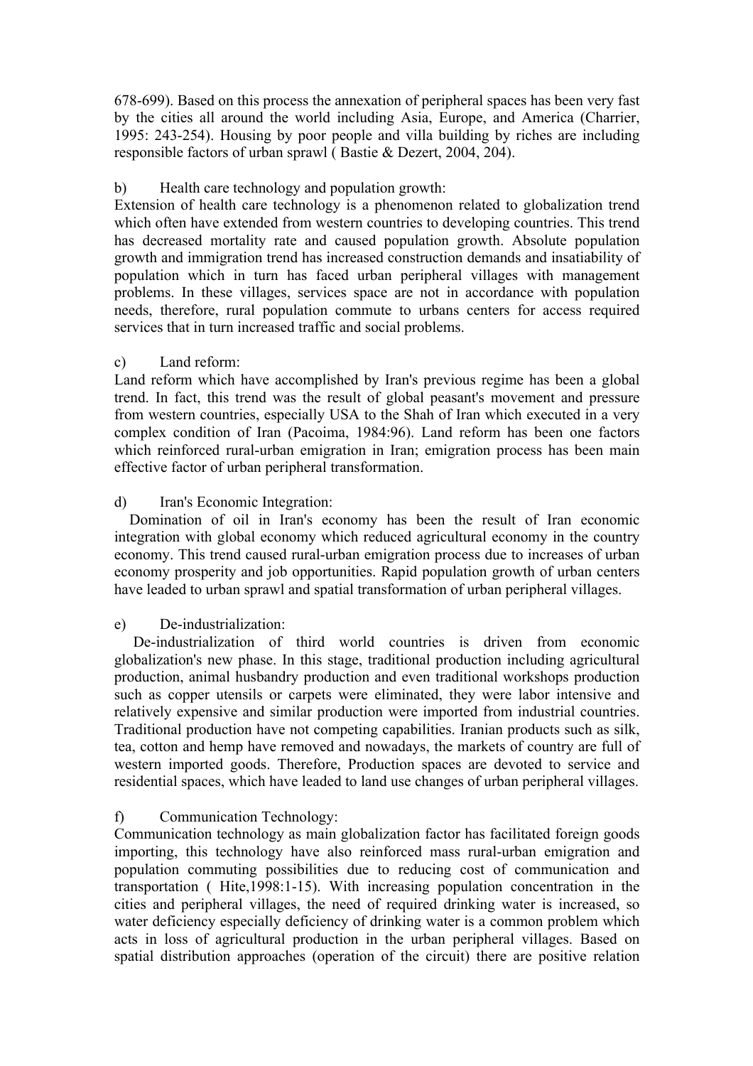678-699). Based on this process the annexation of peripheral spaces has been very fast by the cities all around the world including Asia, Europe, and America (Charrier, 1995: 243-254). Housing by poor people and villa building by riches are including responsible factors of urban sprawl ( Bastie & Dezert, 2004, 204).

b) Health care technology and population growth:

Extension of health care technology is a phenomenon related to globalization trend which often have extended from western countries to developing countries. This trend has decreased mortality rate and caused population growth. Absolute population growth and immigration trend has increased construction demands and insatiability of population which in turn has faced urban peripheral villages with management problems. In these villages, services space are not in accordance with population needs, therefore, rural population commute to urbans centers for access required services that in turn increased traffic and social problems.

c) Land reform:

Land reform which have accomplished by Iran's previous regime has been a global trend. In fact, this trend was the result of global peasant's movement and pressure from western countries, especially USA to the Shah of Iran which executed in a very complex condition of Iran (Pacoima, 1984:96). Land reform has been one factors which reinforced rural-urban emigration in Iran; emigration process has been main effective factor of urban peripheral transformation.

d) Iran's Economic Integration:

Domination of oil in Iran's economy has been the result of Iran economic integration with global economy which reduced agricultural economy in the country economy. This trend caused rural-urban emigration process due to increases of urban economy prosperity and job opportunities. Rapid population growth of urban centers have leaded to urban sprawl and spatial transformation of urban peripheral villages.

e) De-industrialization:

De-industrialization of third world countries is driven from economic globalization's new phase. In this stage, traditional production including agricultural production, animal husbandry production and even traditional workshops production such as copper utensils or carpets were eliminated, they were labor intensive and relatively expensive and similar production were imported from industrial countries. Traditional production have not competing capabilities. Iranian products such as silk, tea, cotton and hemp have removed and nowadays, the markets of country are full of western imported goods. Therefore, Production spaces are devoted to service and residential spaces, which have leaded to land use changes of urban peripheral villages.

f) Communication Technology:

Communication technology as main globalization factor has facilitated foreign goods importing, this technology have also reinforced mass rural-urban emigration and population commuting possibilities due to reducing cost of communication and transportation ( Hite,1998:1-15). With increasing population concentration in the cities and peripheral villages, the need of required drinking water is increased, so water deficiency especially deficiency of drinking water is a common problem which acts in loss of agricultural production in the urban peripheral villages. Based on spatial distribution approaches (operation of the circuit) there are positive relation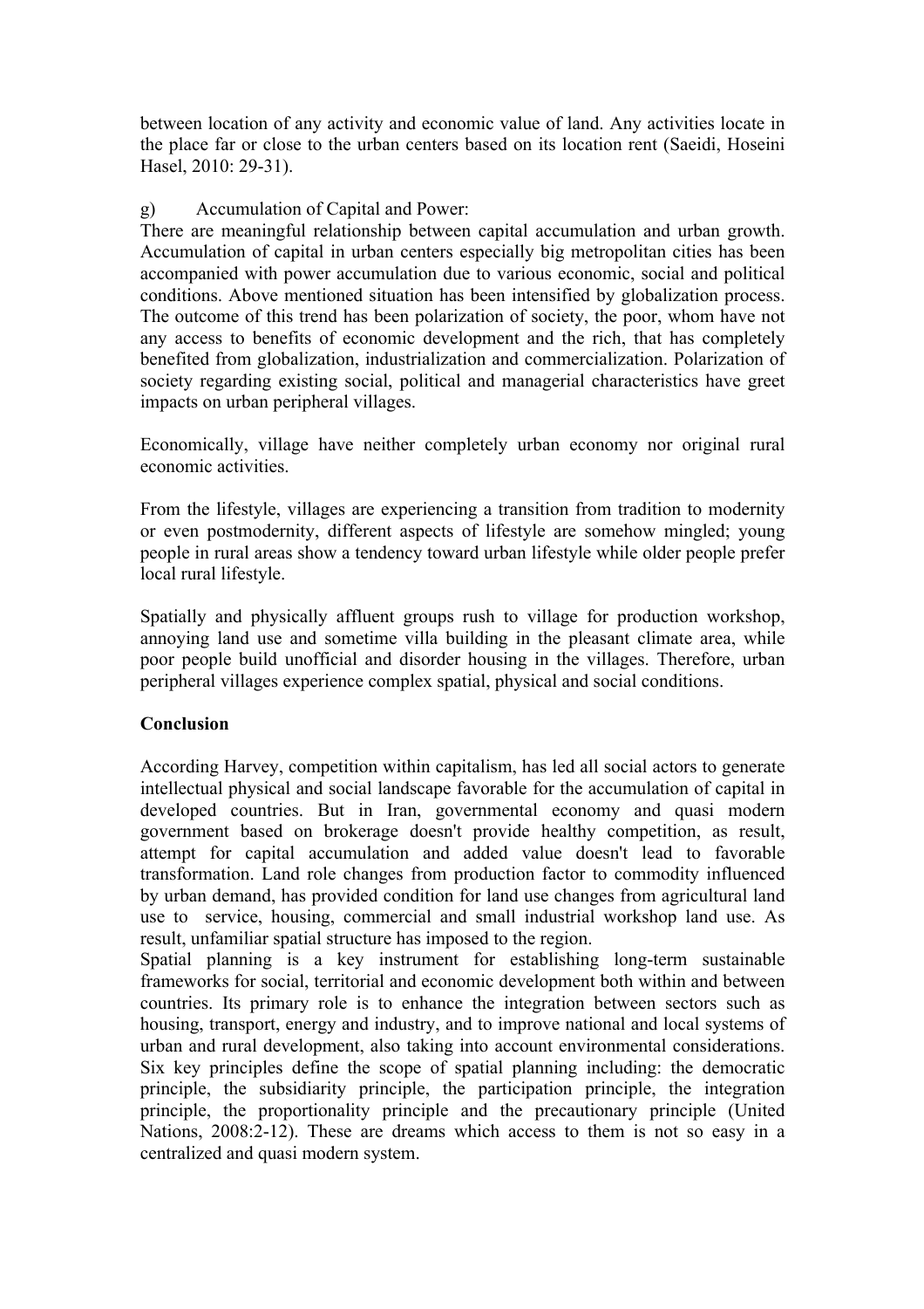between location of any activity and economic value of land. Any activities locate in the place far or close to the urban centers based on its location rent (Saeidi, Hoseini Hasel, 2010: 29-31).

g) Accumulation of Capital and Power:

There are meaningful relationship between capital accumulation and urban growth. Accumulation of capital in urban centers especially big metropolitan cities has been accompanied with power accumulation due to various economic, social and political conditions. Above mentioned situation has been intensified by globalization process. The outcome of this trend has been polarization of society, the poor, whom have not any access to benefits of economic development and the rich, that has completely benefited from globalization, industrialization and commercialization. Polarization of society regarding existing social, political and managerial characteristics have greet impacts on urban peripheral villages.

Economically, village have neither completely urban economy nor original rural economic activities.

From the lifestyle, villages are experiencing a transition from tradition to modernity or even postmodernity, different aspects of lifestyle are somehow mingled; young people in rural areas show a tendency toward urban lifestyle while older people prefer local rural lifestyle.

Spatially and physically affluent groups rush to village for production workshop, annoying land use and sometime villa building in the pleasant climate area, while poor people build unofficial and disorder housing in the villages. Therefore, urban peripheral villages experience complex spatial, physical and social conditions.

**Conclusion**

According Harvey, competition within capitalism, has led all social actors to generate intellectual physical and social landscape favorable for the accumulation of capital in developed countries. But in Iran, governmental economy and quasi modern government based on brokerage doesn't provide healthy competition, as result, attempt for capital accumulation and added value doesn't lead to favorable transformation. Land role changes from production factor to commodity influenced by urban demand, has provided condition for land use changes from agricultural land use to service, housing, commercial and small industrial workshop land use. As result, unfamiliar spatial structure has imposed to the region.

Spatial planning is a key instrument for establishing long-term sustainable frameworks for social, territorial and economic development both within and between countries. Its primary role is to enhance the integration between sectors such as housing, transport, energy and industry, and to improve national and local systems of urban and rural development, also taking into account environmental considerations. Six key principles define the scope of spatial planning including: the democratic principle, the subsidiarity principle, the participation principle, the integration principle, the proportionality principle and the precautionary principle (United Nations, 2008:2-12). These are dreams which access to them is not so easy in a centralized and quasi modern system.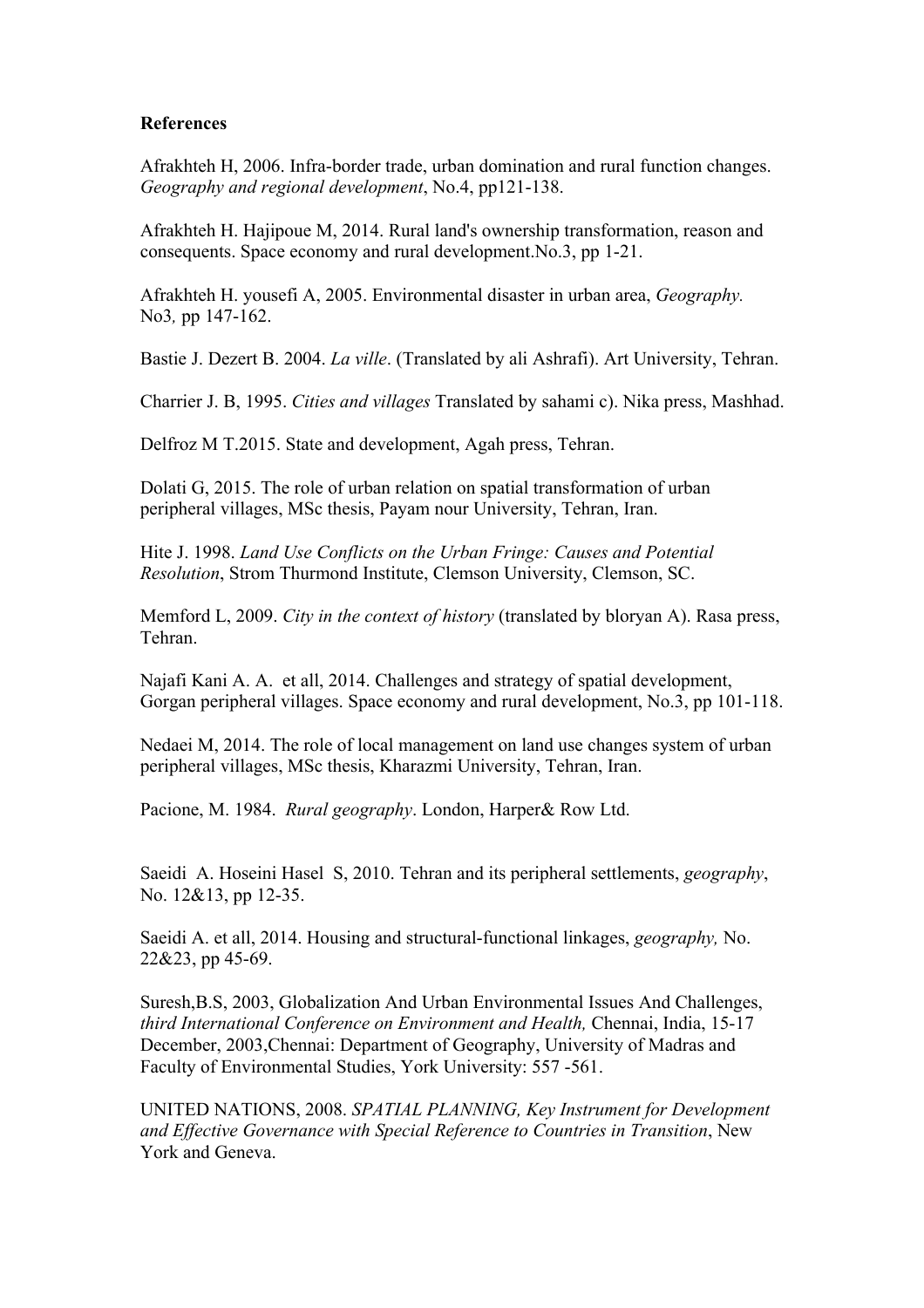**References**

Afrakhteh H, 2006. Infra-border trade, urban domination and rural function changes. *Geography and regional development*, No.4, pp121-138.

Afrakhteh H. Hajipoue M, 2014. Rural land's ownership transformation, reason and consequents. Space economy and rural development.No.3, pp 1-21.

Afrakhteh H. yousefi A, 2005. Environmental disaster in urban area, *Geography.* No3*,* pp 147-162.

Bastie J. Dezert B. 2004. *La ville*. (Translated by ali Ashrafi). Art University, Tehran.

Charrier J. B, 1995. *Cities and villages* Translated by sahami c). Nika press, Mashhad.

Delfroz M T.2015. State and development, Agah press, Tehran.

Dolati G, 2015. The role of urban relation on spatial transformation of urban peripheral villages, MSc thesis, Payam nour University, Tehran, Iran.

Hite J. 1998. *Land Use Conflicts on the Urban Fringe: Causes and Potential Resolution*, Strom Thurmond Institute, Clemson University, Clemson, SC.

Memford L, 2009. *City in the context of history* (translated by bloryan A). Rasa press, Tehran.

Najafi Kani A. A. et all, 2014. Challenges and strategy of spatial development, Gorgan peripheral villages. Space economy and rural development, No.3, pp 101-118.

Nedaei M, 2014. The role of local management on land use changes system of urban peripheral villages, MSc thesis, Kharazmi University, Tehran, Iran.

Pacione, M. 1984. *Rural geography*. London, Harper& Row Ltd.

Saeidi A. Hoseini Hasel S, 2010. Tehran and its peripheral settlements, *geography*, No. 12&13, pp 12-35.

Saeidi A. et all, 2014. Housing and structural-functional linkages, *geography,* No. 22&23, pp 45-69.

Suresh,B.S, 2003, Globalization And Urban Environmental Issues And Challenges, *third International Conference on Environment and Health,* Chennai, India, 15-17 December, 2003,Chennai: Department of Geography, University of Madras and Faculty of Environmental Studies, York University: 557 -561.

UNITED NATIONS, 2008. *SPATIAL PLANNING, Key Instrument for Development and Effective Governance with Special Reference to Countries in Transition*, New York and Geneva.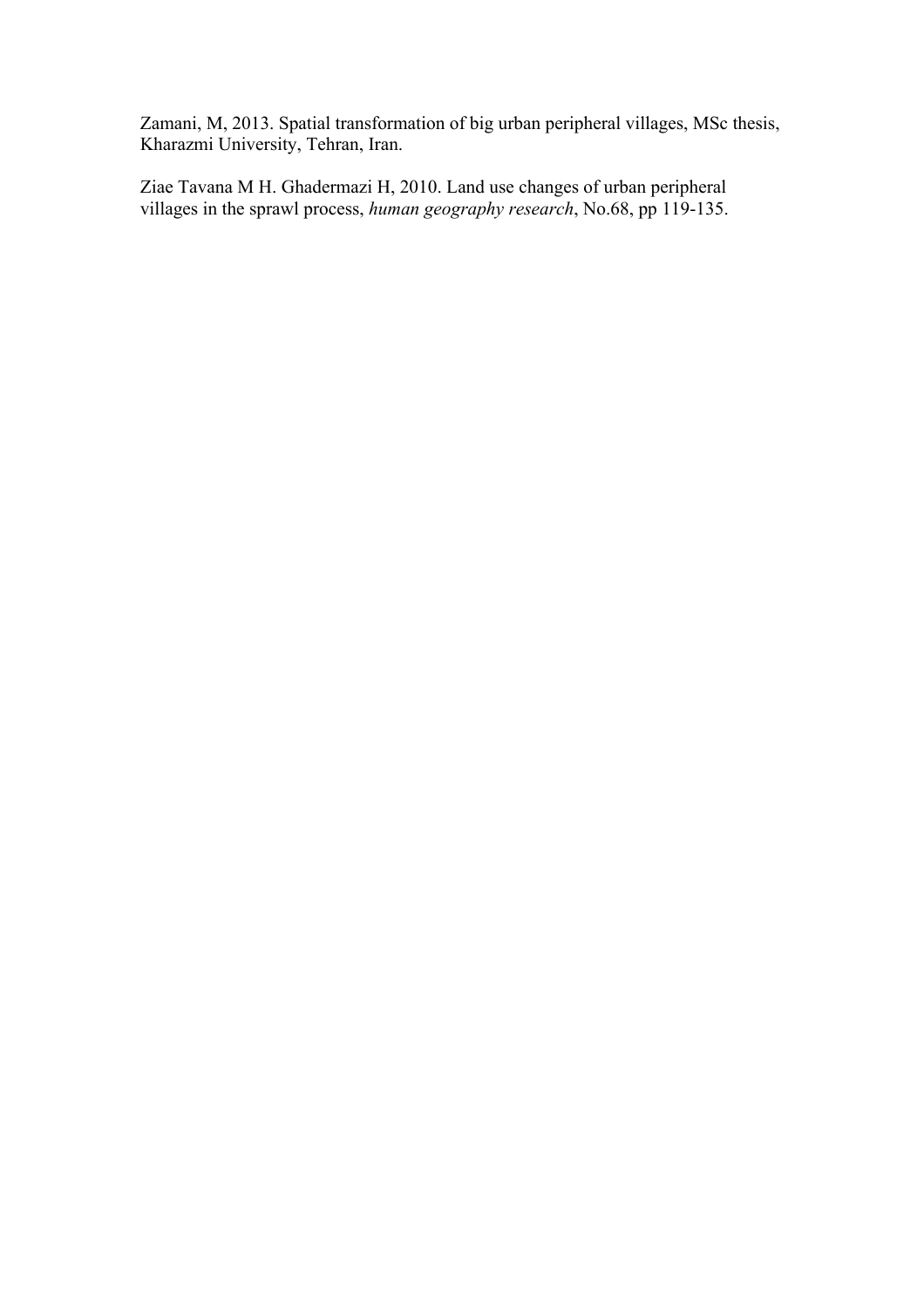Zamani, M, 2013. Spatial transformation of big urban peripheral villages, MSc thesis, Kharazmi University, Tehran, Iran.

Ziae Tavana M H. Ghadermazi H, 2010. Land use changes of urban peripheral villages in the sprawl process, *human geography research*, No.68, pp 119-135.